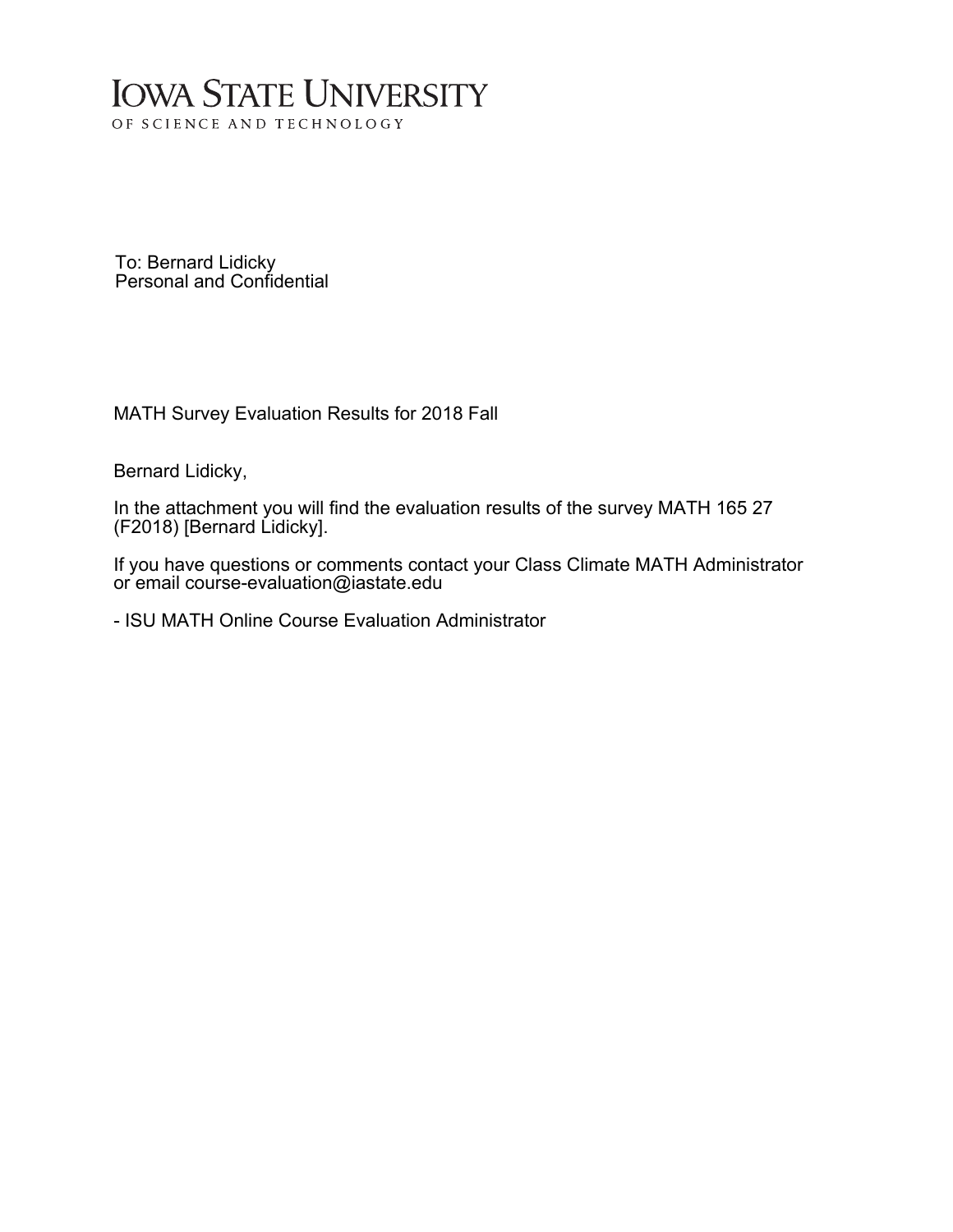# IOWA STATE UNIVERSITY

OF SCIENCE AND TECHNOLOGY

To: Bernard Lidicky
Personal and Confidential

MATH Survey Evaluation Results for 2018 Fall

Bernard Lidicky,

In the attachment you will find the evaluation results of the survey MATH 165 27 (F2018) [Bernard Lidicky].

If you have questions or comments contact your Class Climate MATH Administrator or email course-evaluation@iastate.edu

- ISU MATH Online Course Evaluation Administrator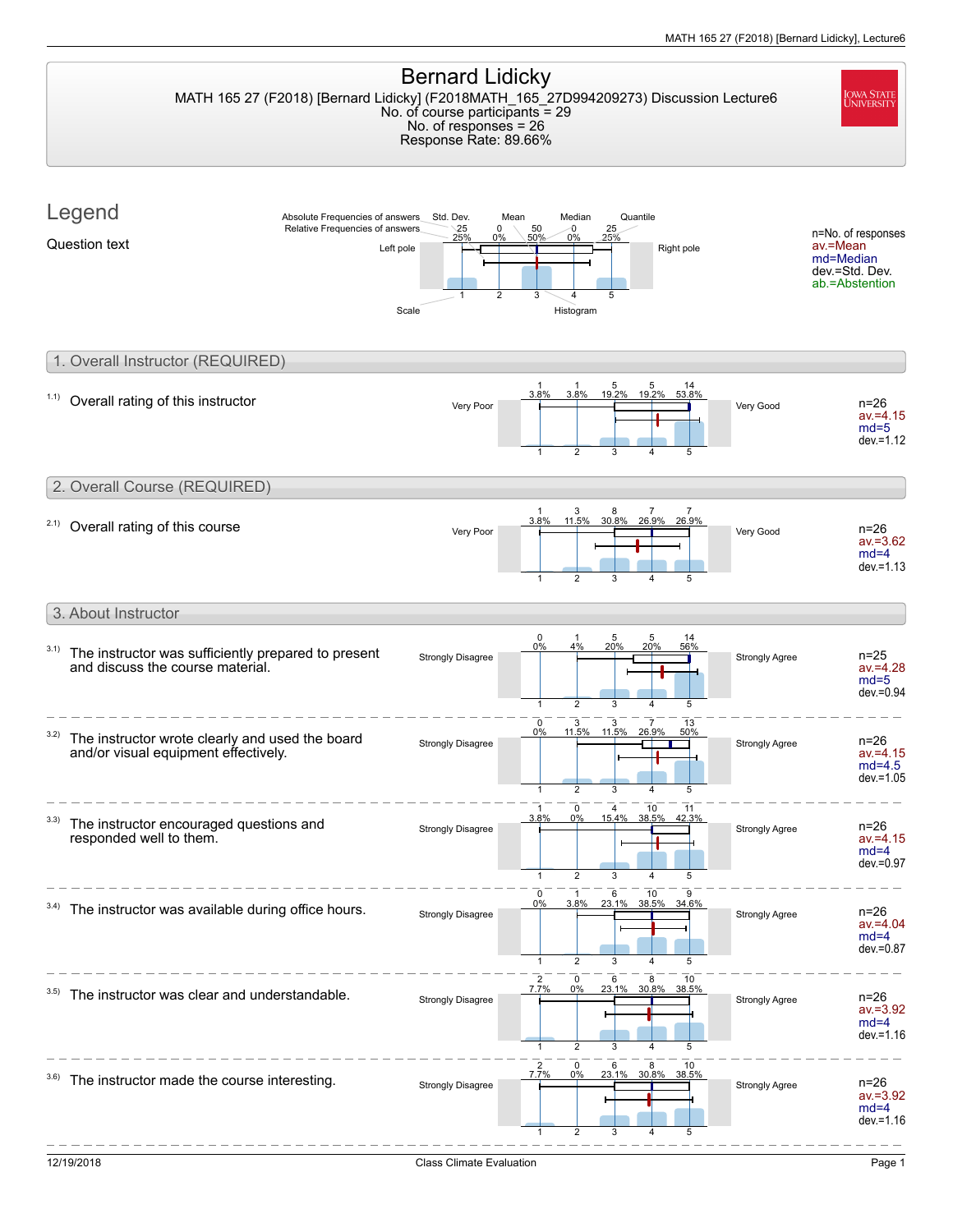# Bernard Lidicky

MATH 165 27 (F2018) [Bernard Lidicky] (F2018MATH_165_27D994209273) Discussion Lecture6
No. of course participants = 29
No. of responses = 26
Response Rate: 89.66%

## Legend

Question text

n=No. of responses
av.=Mean
md=Median
dev.=Std. Dev.
ab.=Abstention

## 1. Overall Instructor (REQUIRED)

1.1) Overall rating of this instructor

| Left pole | 1 | 2 | 3 | 4 | 5 | Right pole | Statistics |
|---|---|---|---|---|---|---|---|
| Very Poor | 1 (3.8%) | 1 (3.8%) | 5 (19.2%) | 5 (19.2%) | 14 (53.8%) | Very Good | n=26, av.=4.15, md=5, dev.=1.12 |

## 2. Overall Course (REQUIRED)

2.1) Overall rating of this course

| Left pole | 1 | 2 | 3 | 4 | 5 | Right pole | Statistics |
|---|---|---|---|---|---|---|---|
| Very Poor | 1 (3.8%) | 3 (11.5%) | 8 (30.8%) | 7 (26.9%) | 7 (26.9%) | Very Good | n=26, av.=3.62, md=4, dev.=1.13 |

## 3. About Instructor

| Question | Left pole | 1 | 2 | 3 | 4 | 5 | Right pole | Statistics |
|---|---|---|---|---|---|---|---|---|
| 3.1) The instructor was sufficiently prepared to present and discuss the course material. | Strongly Disagree | 0 (0%) | 1 (4%) | 5 (20%) | 5 (20%) | 14 (56%) | Strongly Agree | n=25, av.=4.28, md=5, dev.=0.94 |
| 3.2) The instructor wrote clearly and used the board and/or visual equipment effectively. | Strongly Disagree | 0 (0%) | 3 (11.5%) | 3 (11.5%) | 7 (26.9%) | 13 (50%) | Strongly Agree | n=26, av.=4.15, md=4.5, dev.=1.05 |
| 3.3) The instructor encouraged questions and responded well to them. | Strongly Disagree | 1 (3.8%) | 0 (0%) | 4 (15.4%) | 10 (38.5%) | 11 (42.3%) | Strongly Agree | n=26, av.=4.15, md=4, dev.=0.97 |
| 3.4) The instructor was available during office hours. | Strongly Disagree | 0 (0%) | 1 (3.8%) | 6 (23.1%) | 10 (38.5%) | 9 (34.6%) | Strongly Agree | n=26, av.=4.04, md=4, dev.=0.87 |
| 3.5) The instructor was clear and understandable. | Strongly Disagree | 2 (7.7%) | 0 (0%) | 6 (23.1%) | 8 (30.8%) | 10 (38.5%) | Strongly Agree | n=26, av.=3.92, md=4, dev.=1.16 |
| 3.6) The instructor made the course interesting. | Strongly Disagree | 2 (7.7%) | 0 (0%) | 6 (23.1%) | 8 (30.8%) | 10 (38.5%) | Strongly Agree | n=26, av.=3.92, md=4, dev.=1.16 |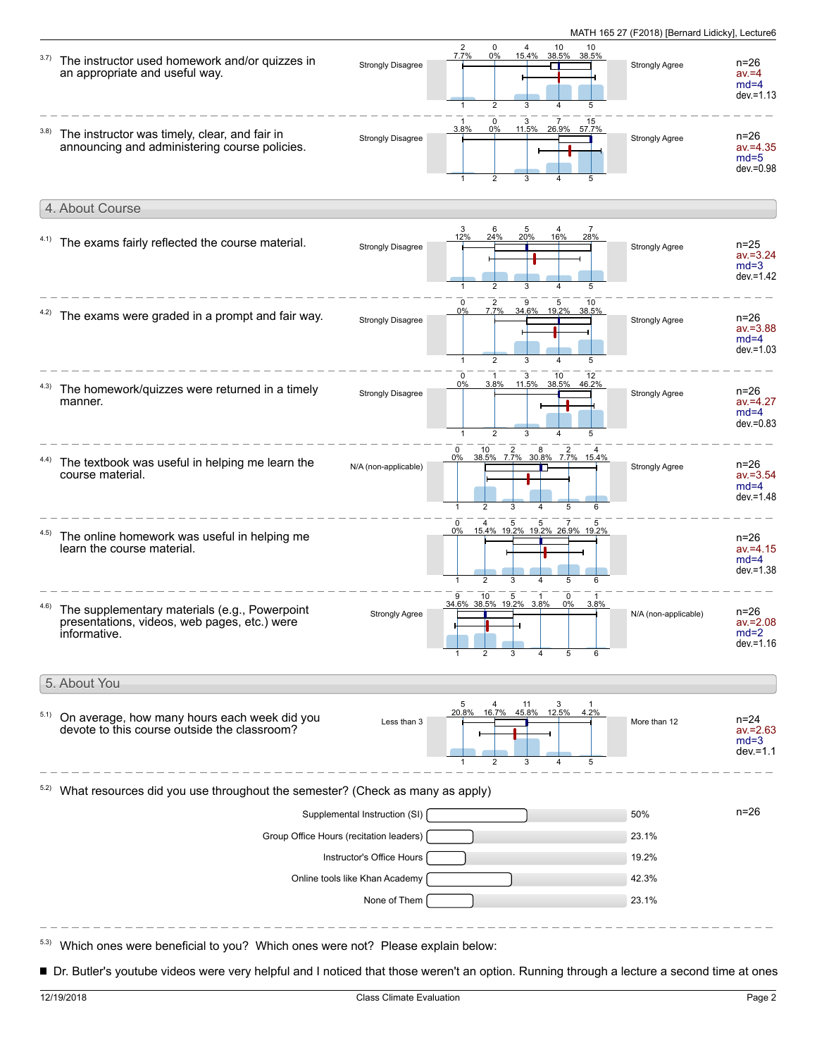3.7) The instructor used homework and/or quizzes in an appropriate and useful way.

| | 1 | 2 | 3 | 4 | 5 |
|---|---|---|---|---|---|
| Count | 2 | 0 | 4 | 10 | 10 |
| Percent | 7.7% | 0% | 15.4% | 38.5% | 38.5% |

Strongly Disagree — Strongly Agree. n=26, av.=4, md=4, dev.=1.13

3.8) The instructor was timely, clear, and fair in announcing and administering course policies.

| | 1 | 2 | 3 | 4 | 5 |
|---|---|---|---|---|---|
| Count | 1 | 0 | 3 | 7 | 15 |
| Percent | 3.8% | 0% | 11.5% | 26.9% | 57.7% |

Strongly Disagree — Strongly Agree. n=26, av.=4.35, md=5, dev.=0.98

## 4. About Course

4.1) The exams fairly reflected the course material.

| | 1 | 2 | 3 | 4 | 5 |
|---|---|---|---|---|---|
| Count | 3 | 6 | 5 | 4 | 7 |
| Percent | 12% | 24% | 20% | 16% | 28% |

Strongly Disagree — Strongly Agree. n=25, av.=3.24, md=3, dev.=1.42

4.2) The exams were graded in a prompt and fair way.

| | 1 | 2 | 3 | 4 | 5 |
|---|---|---|---|---|---|
| Count | 0 | 2 | 9 | 5 | 10 |
| Percent | 0% | 7.7% | 34.6% | 19.2% | 38.5% |

Strongly Disagree — Strongly Agree. n=26, av.=3.88, md=4, dev.=1.03

4.3) The homework/quizzes were returned in a timely manner.

| | 1 | 2 | 3 | 4 | 5 |
|---|---|---|---|---|---|
| Count | 0 | 1 | 3 | 10 | 12 |
| Percent | 0% | 3.8% | 11.5% | 38.5% | 46.2% |

Strongly Disagree — Strongly Agree. n=26, av.=4.27, md=4, dev.=0.83

4.4) The textbook was useful in helping me learn the course material.

| | 1 | 2 | 3 | 4 | 5 | 6 |
|---|---|---|---|---|---|---|
| Count | 0 | 10 | 2 | 8 | 2 | 4 |
| Percent | 0% | 38.5% | 7.7% | 30.8% | 7.7% | 15.4% |

N/A (non-applicable) — Strongly Agree. n=26, av.=3.54, md=4, dev.=1.48

4.5) The online homework was useful in helping me learn the course material.

| | 1 | 2 | 3 | 4 | 5 | 6 |
|---|---|---|---|---|---|---|
| Count | 0 | 4 | 5 | 5 | 7 | 5 |
| Percent | 0% | 15.4% | 19.2% | 19.2% | 26.9% | 19.2% |

n=26, av.=4.15, md=4, dev.=1.38

4.6) The supplementary materials (e.g., Powerpoint presentations, videos, web pages, etc.) were informative.

| | 1 | 2 | 3 | 4 | 5 | 6 |
|---|---|---|---|---|---|---|
| Count | 9 | 10 | 5 | 1 | 0 | 1 |
| Percent | 34.6% | 38.5% | 19.2% | 3.8% | 0% | 3.8% |

Strongly Agree — N/A (non-applicable). n=26, av.=2.08, md=2, dev.=1.16

## 5. About You

5.1) On average, how many hours each week did you devote to this course outside the classroom?

| | 1 | 2 | 3 | 4 | 5 |
|---|---|---|---|---|---|
| Count | 5 | 4 | 11 | 3 | 1 |
| Percent | 20.8% | 16.7% | 45.8% | 12.5% | 4.2% |

Less than 3 — More than 12. n=24, av.=2.63, md=3, dev.=1.1

5.2) What resources did you use throughout the semester? (Check as many as apply)

n=26

| Resource | Percent |
|---|---|
| Supplemental Instruction (SI) | 50% |
| Group Office Hours (recitation leaders) | 23.1% |
| Instructor's Office Hours | 19.2% |
| Online tools like Khan Academy | 42.3% |
| None of Them | 23.1% |

5.3) Which ones were beneficial to you? Which ones were not? Please explain below:

- Dr. Butler's youtube videos were very helpful and I noticed that those weren't an option. Running through a lecture a second time at ones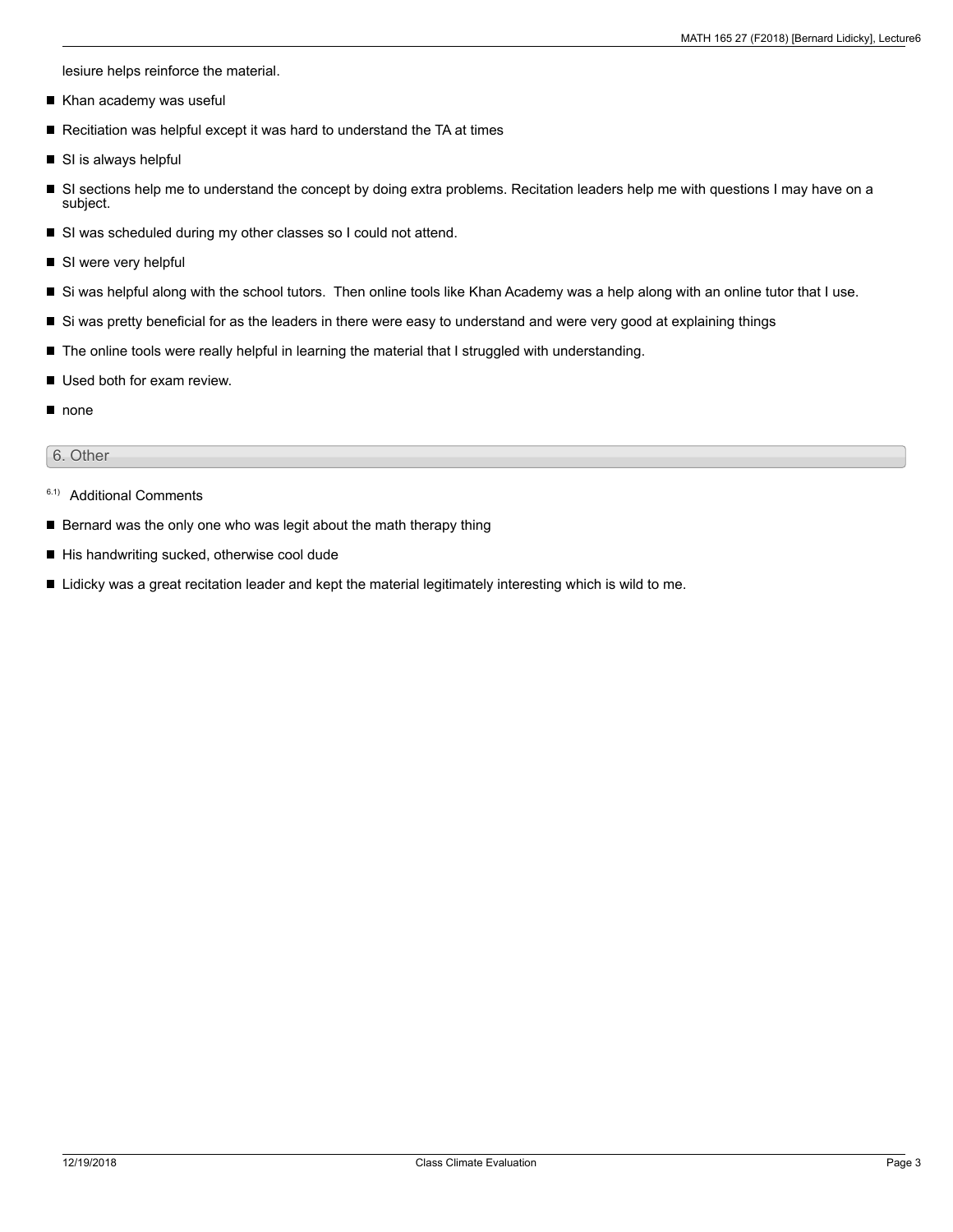lesiure helps reinforce the material.

- Khan academy was useful
- Recitiation was helpful except it was hard to understand the TA at times
- SI is always helpful
- SI sections help me to understand the concept by doing extra problems. Recitation leaders help me with questions I may have on a subject.
- SI was scheduled during my other classes so I could not attend.
- SI were very helpful
- Si was helpful along with the school tutors.  Then online tools like Khan Academy was a help along with an online tutor that I use.
- Si was pretty beneficial for as the leaders in there were easy to understand and were very good at explaining things
- The online tools were really helpful in learning the material that I struggled with understanding.
- Used both for exam review.
- none

## 6. Other

6.1) Additional Comments

- Bernard was the only one who was legit about the math therapy thing
- His handwriting sucked, otherwise cool dude
- Lidicky was a great recitation leader and kept the material legitimately interesting which is wild to me.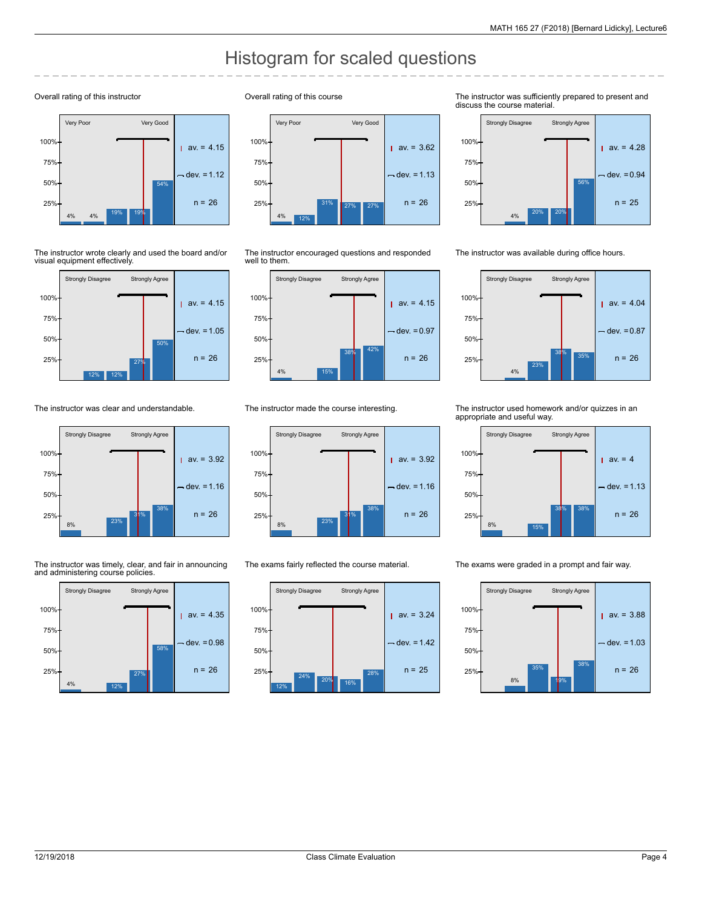# Histogram for scaled questions

**Overall rating of this instructor**

Very Poor — Very Good

| 1 | 2 | 3 | 4 | 5 |
|---|---|---|---|---|
| 4% | 4% | 19% | 19% | 54% |

av. = 4.15, dev. = 1.12, n = 26

**Overall rating of this course**

Very Poor — Very Good

| 1 | 2 | 3 | 4 | 5 |
|---|---|---|---|---|
| 4% | 12% | 31% | 27% | 27% |

av. = 3.62, dev. = 1.13, n = 26

**The instructor was sufficiently prepared to present and discuss the course material.**

Strongly Disagree — Strongly Agree

| 1 | 2 | 3 | 4 | 5 |
|---|---|---|---|---|
| | 4% | 20% | 20% | 56% |

av. = 4.28, dev. = 0.94, n = 25

**The instructor wrote clearly and used the board and/or visual equipment effectively.**

Strongly Disagree — Strongly Agree

| 1 | 2 | 3 | 4 | 5 |
|---|---|---|---|---|
| | 12% | 12% | 27% | 50% |

av. = 4.15, dev. = 1.05, n = 26

**The instructor encouraged questions and responded well to them.**

Strongly Disagree — Strongly Agree

| 1 | 2 | 3 | 4 | 5 |
|---|---|---|---|---|
| 4% | | 15% | 38% | 42% |

av. = 4.15, dev. = 0.97, n = 26

**The instructor was available during office hours.**

Strongly Disagree — Strongly Agree

| 1 | 2 | 3 | 4 | 5 |
|---|---|---|---|---|
| | 4% | 23% | 38% | 35% |

av. = 4.04, dev. = 0.87, n = 26

**The instructor was clear and understandable.**

Strongly Disagree — Strongly Agree

| 1 | 2 | 3 | 4 | 5 |
|---|---|---|---|---|
| 8% | | 23% | 31% | 38% |

av. = 3.92, dev. = 1.16, n = 26

**The instructor made the course interesting.**

Strongly Disagree — Strongly Agree

| 1 | 2 | 3 | 4 | 5 |
|---|---|---|---|---|
| 8% | | 23% | 31% | 38% |

av. = 3.92, dev. = 1.16, n = 26

**The instructor used homework and/or quizzes in an appropriate and useful way.**

Strongly Disagree — Strongly Agree

| 1 | 2 | 3 | 4 | 5 |
|---|---|---|---|---|
| 8% | | 15% | 38% | 38% |

av. = 4, dev. = 1.13, n = 26

**The instructor was timely, clear, and fair in announcing and administering course policies.**

Strongly Disagree — Strongly Agree

| 1 | 2 | 3 | 4 | 5 |
|---|---|---|---|---|
| 4% | | 12% | 27% | 58% |

av. = 4.35, dev. = 0.98, n = 26

**The exams fairly reflected the course material.**

Strongly Disagree — Strongly Agree

| 1 | 2 | 3 | 4 | 5 |
|---|---|---|---|---|
| 12% | 24% | 20% | 16% | 28% |

av. = 3.24, dev. = 1.42, n = 25

**The exams were graded in a prompt and fair way.**

Strongly Disagree — Strongly Agree

| 1 | 2 | 3 | 4 | 5 |
|---|---|---|---|---|
| | 8% | 35% | 19% | 38% |

av. = 3.88, dev. = 1.03, n = 26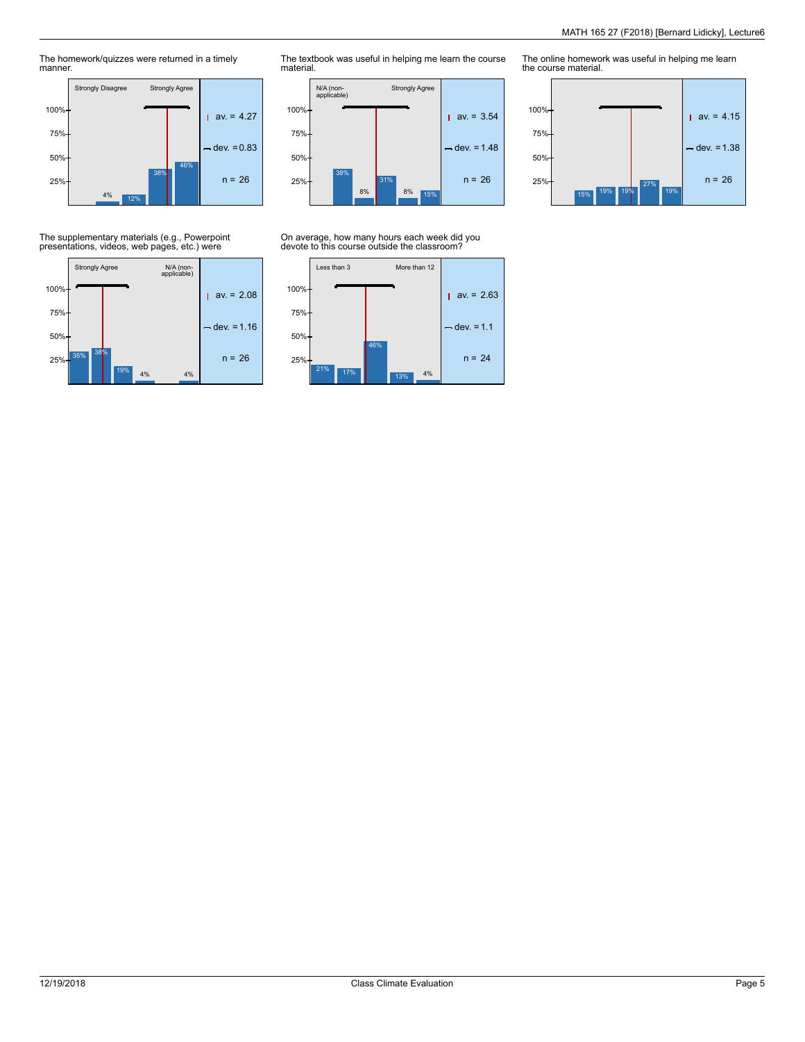The homework/quizzes were returned in a timely manner.

Strongly Disagree — Strongly Agree

| 1 | 2 | 3 | 4 | 5 |
|---|---|---|---|---|
| 0% | 4% | 12% | 38% | 46% |

av. = 4.27, dev. = 0.83, n = 26

The textbook was useful in helping me learn the course material.

N/A (non-applicable) — Strongly Agree

| 1 | 2 | 3 | 4 | 5 |
|---|---|---|---|---|
| 38% | 8% | 31% | 8% | 15% |

av. = 3.54, dev. = 1.48, n = 26

The online homework was useful in helping me learn the course material.

| 1 | 2 | 3 | 4 | 5 |
|---|---|---|---|---|
| 15% | 19% | 19% | 27% | 19% |

av. = 4.15, dev. = 1.38, n = 26

The supplementary materials (e.g., Powerpoint presentations, videos, web pages, etc.) were

Strongly Agree — N/A (non-applicable)

| 1 | 2 | 3 | 4 | 5 | 6 |
|---|---|---|---|---|---|
| 35% | 38% | 19% | 4% | 0% | 4% |

av. = 2.08, dev. = 1.16, n = 26

On average, how many hours each week did you devote to this course outside the classroom?

Less than 3 — More than 12

| 1 | 2 | 3 | 4 | 5 |
|---|---|---|---|---|
| 21% | 17% | 46% | 13% | 4% |

av. = 2.63, dev. = 1.1, n = 24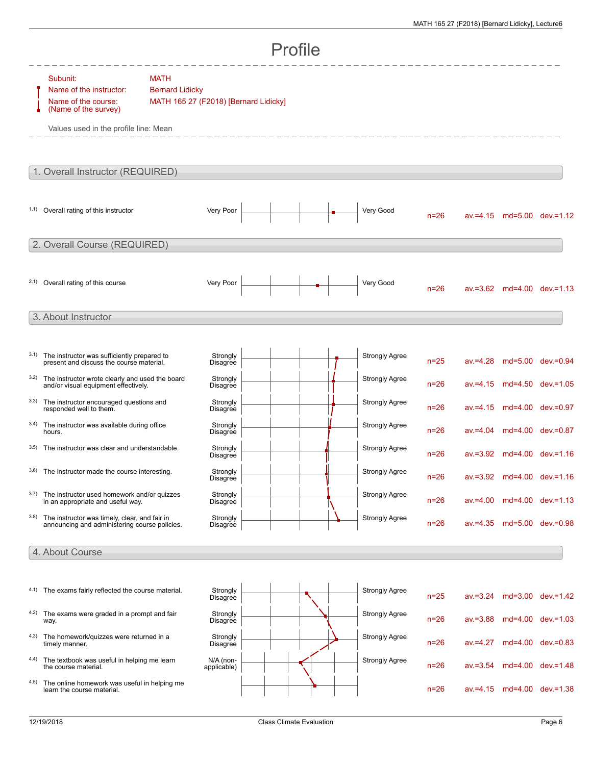# Profile

Subunit: MATH

Name of the instructor: Bernard Lidicky

Name of the course: (Name of the survey) MATH 165 27 (F2018) [Bernard Lidicky]

Values used in the profile line: Mean

## 1. Overall Instructor (REQUIRED)

| | Item | Left pole | Right pole | n | av. | md | dev. |
|---|---|---|---|---|---|---|---|
| 1.1) | Overall rating of this instructor | Very Poor | Very Good | n=26 | av.=4.15 | md=5.00 | dev.=1.12 |

## 2. Overall Course (REQUIRED)

| | Item | Left pole | Right pole | n | av. | md | dev. |
|---|---|---|---|---|---|---|---|
| 2.1) | Overall rating of this course | Very Poor | Very Good | n=26 | av.=3.62 | md=4.00 | dev.=1.13 |

## 3. About Instructor

| | Item | Left pole | Right pole | n | av. | md | dev. |
|---|---|---|---|---|---|---|---|
| 3.1) | The instructor was sufficiently prepared to present and discuss the course material. | Strongly Disagree | Strongly Agree | n=25 | av.=4.28 | md=5.00 | dev.=0.94 |
| 3.2) | The instructor wrote clearly and used the board and/or visual equipment effectively. | Strongly Disagree | Strongly Agree | n=26 | av.=4.15 | md=4.50 | dev.=1.05 |
| 3.3) | The instructor encouraged questions and responded well to them. | Strongly Disagree | Strongly Agree | n=26 | av.=4.15 | md=4.00 | dev.=0.97 |
| 3.4) | The instructor was available during office hours. | Strongly Disagree | Strongly Agree | n=26 | av.=4.04 | md=4.00 | dev.=0.87 |
| 3.5) | The instructor was clear and understandable. | Strongly Disagree | Strongly Agree | n=26 | av.=3.92 | md=4.00 | dev.=1.16 |
| 3.6) | The instructor made the course interesting. | Strongly Disagree | Strongly Agree | n=26 | av.=3.92 | md=4.00 | dev.=1.16 |
| 3.7) | The instructor used homework and/or quizzes in an appropriate and useful way. | Strongly Disagree | Strongly Agree | n=26 | av.=4.00 | md=4.00 | dev.=1.13 |
| 3.8) | The instructor was timely, clear, and fair in announcing and administering course policies. | Strongly Disagree | Strongly Agree | n=26 | av.=4.35 | md=5.00 | dev.=0.98 |

## 4. About Course

| | Item | Left pole | Right pole | n | av. | md | dev. |
|---|---|---|---|---|---|---|---|
| 4.1) | The exams fairly reflected the course material. | Strongly Disagree | Strongly Agree | n=25 | av.=3.24 | md=3.00 | dev.=1.42 |
| 4.2) | The exams were graded in a prompt and fair way. | Strongly Disagree | Strongly Agree | n=26 | av.=3.88 | md=4.00 | dev.=1.03 |
| 4.3) | The homework/quizzes were returned in a timely manner. | Strongly Disagree | Strongly Agree | n=26 | av.=4.27 | md=4.00 | dev.=0.83 |
| 4.4) | The textbook was useful in helping me learn the course material. | N/A (non-applicable) | Strongly Agree | n=26 | av.=3.54 | md=4.00 | dev.=1.48 |
| 4.5) | The online homework was useful in helping me learn the course material. | | | n=26 | av.=4.15 | md=4.00 | dev.=1.38 |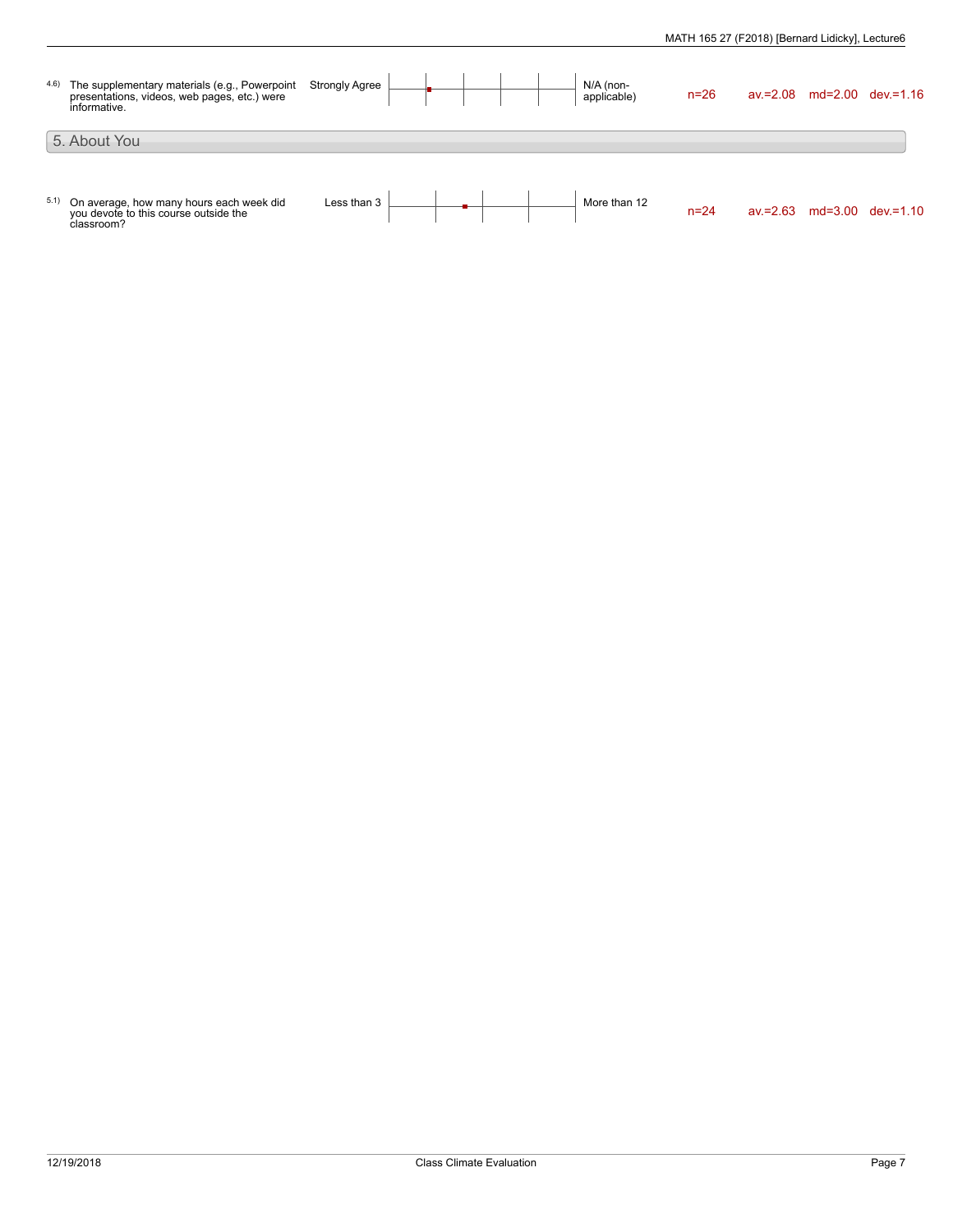4.6) The supplementary materials (e.g., Powerpoint presentations, videos, web pages, etc.) were informative.

Strongly Agree

N/A (non-applicable)

n=26 av.=2.08 md=2.00 dev.=1.16

## 5. About You

5.1) On average, how many hours each week did you devote to this course outside the classroom?

Less than 3

More than 12

n=24 av.=2.63 md=3.00 dev.=1.10